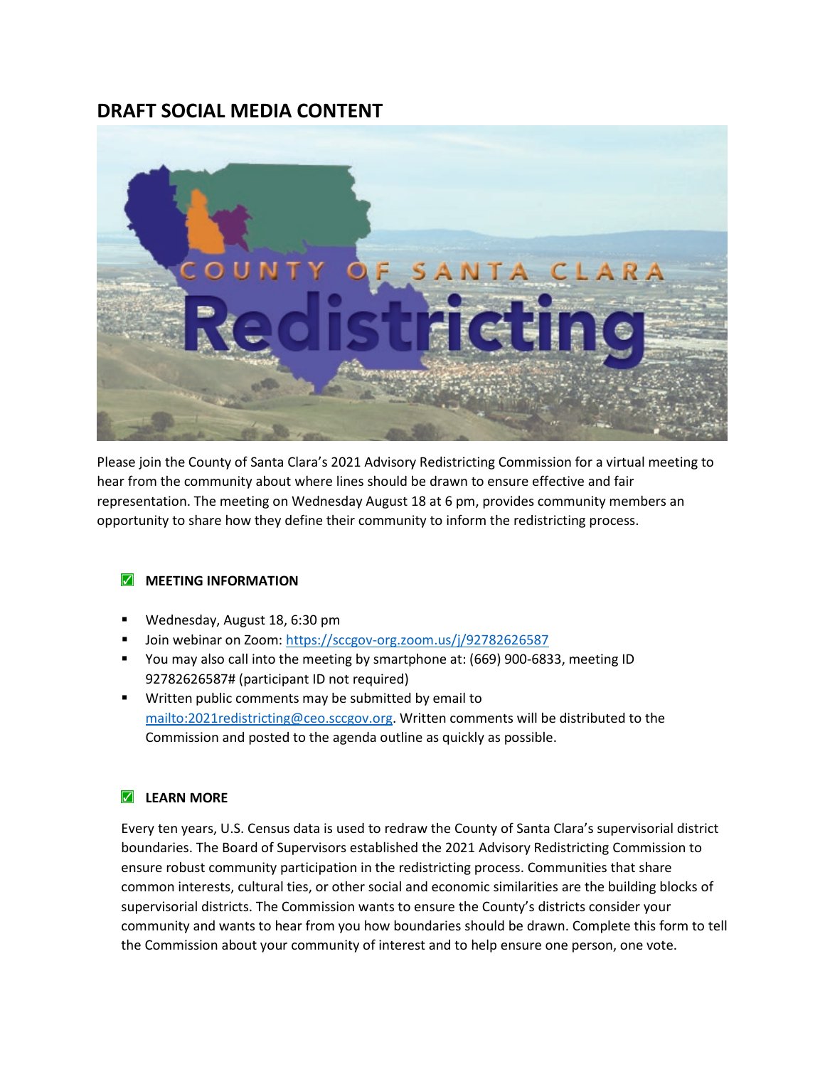## DRAFT SOCIAL MEDIA CONTENT

Please join the County of Santa Clara's 2021 Advisory Redistricting Commission for a virtual meeting to hear from the community about where lines should be drawn to ensure effective and fair representation. The meeting on Wednesday August 18 at 6 pm, provides community members an opportunity to share how they define their community to inform the redistricting process.

### ✅ MEETING INFORMATION

- Wednesday, August 18, 6:30 pm
- Join webinar on Zoom: https://sccgov-org.zoom.us/j/92782626587
- You may also call into the meeting by smartphone at: (669) 900-6833, meeting ID 92782626587# (participant ID not required)
- Written public comments may be submitted by email to mailto:2021redistricting@ceo.sccgov.org. Written comments will be distributed to the Commission and posted to the agenda outline as quickly as possible.

### ✅ LEARN MORE

Every ten years, U.S. Census data is used to redraw the County of Santa Clara's supervisorial district boundaries. The Board of Supervisors established the 2021 Advisory Redistricting Commission to ensure robust community participation in the redistricting process. Communities that share common interests, cultural ties, or other social and economic similarities are the building blocks of supervisorial districts. The Commission wants to ensure the County's districts consider your community and wants to hear from you how boundaries should be drawn. Complete this form to tell the Commission about your community of interest and to help ensure one person, one vote.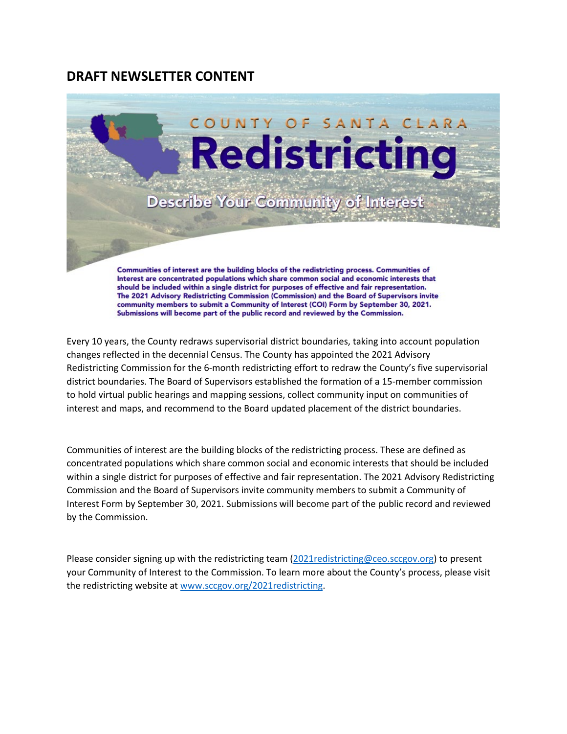## DRAFT NEWSLETTER CONTENT

COUNTY OF SANTA CLARA

**Redistricting**

**Describe Your Community of Interest**

**Communities of interest are the building blocks of the redistricting process. Communities of Interest are concentrated populations which share common social and economic interests that should be included within a single district for purposes of effective and fair representation. The 2021 Advisory Redistricting Commission (Commission) and the Board of Supervisors invite community members to submit a Community of Interest (COI) Form by September 30, 2021. Submissions will become part of the public record and reviewed by the Commission.**

Every 10 years, the County redraws supervisorial district boundaries, taking into account population changes reflected in the decennial Census. The County has appointed the 2021 Advisory Redistricting Commission for the 6-month redistricting effort to redraw the County's five supervisorial district boundaries. The Board of Supervisors established the formation of a 15-member commission to hold virtual public hearings and mapping sessions, collect community input on communities of interest and maps, and recommend to the Board updated placement of the district boundaries.

Communities of interest are the building blocks of the redistricting process. These are defined as concentrated populations which share common social and economic interests that should be included within a single district for purposes of effective and fair representation. The 2021 Advisory Redistricting Commission and the Board of Supervisors invite community members to submit a Community of Interest Form by September 30, 2021. Submissions will become part of the public record and reviewed by the Commission.

Please consider signing up with the redistricting team (2021redistricting@ceo.sccgov.org) to present your Community of Interest to the Commission. To learn more about the County's process, please visit the redistricting website at www.sccgov.org/2021redistricting.